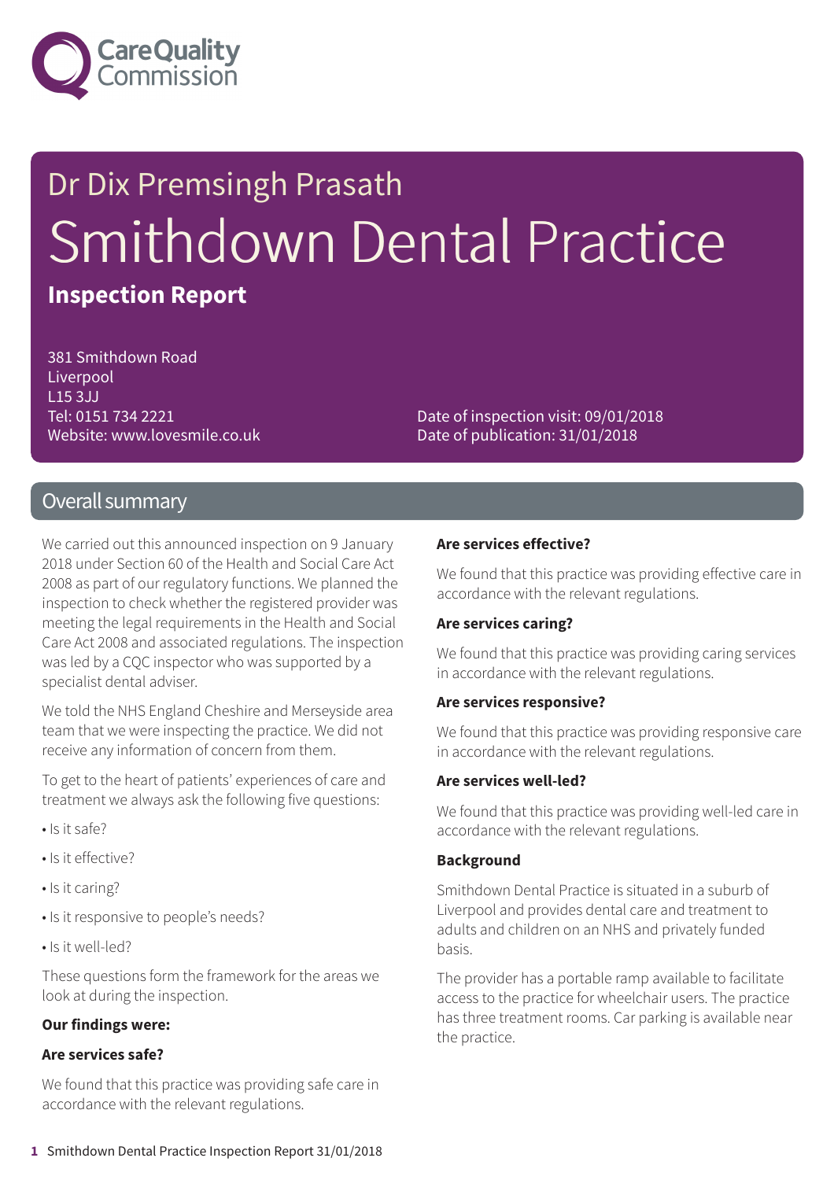Care Quality Commission

# Dr Dix Premsingh Prasath

# Smithdown Dental Practice

**Inspection Report**

381 Smithdown Road
Liverpool
L15 3JJ
Tel: 0151 734 2221
Website: www.lovesmile.co.uk

Date of inspection visit: 09/01/2018
Date of publication: 31/01/2018

## Overall summary

We carried out this announced inspection on 9 January 2018 under Section 60 of the Health and Social Care Act 2008 as part of our regulatory functions. We planned the inspection to check whether the registered provider was meeting the legal requirements in the Health and Social Care Act 2008 and associated regulations. The inspection was led by a CQC inspector who was supported by a specialist dental adviser.

We told the NHS England Cheshire and Merseyside area team that we were inspecting the practice. We did not receive any information of concern from them.

To get to the heart of patients' experiences of care and treatment we always ask the following five questions:

- Is it safe?
- Is it effective?
- Is it caring?
- Is it responsive to people's needs?
- Is it well-led?

These questions form the framework for the areas we look at during the inspection.

**Our findings were:**

**Are services safe?**

We found that this practice was providing safe care in accordance with the relevant regulations.

**Are services effective?**

We found that this practice was providing effective care in accordance with the relevant regulations.

**Are services caring?**

We found that this practice was providing caring services in accordance with the relevant regulations.

**Are services responsive?**

We found that this practice was providing responsive care in accordance with the relevant regulations.

**Are services well-led?**

We found that this practice was providing well-led care in accordance with the relevant regulations.

**Background**

Smithdown Dental Practice is situated in a suburb of Liverpool and provides dental care and treatment to adults and children on an NHS and privately funded basis.

The provider has a portable ramp available to facilitate access to the practice for wheelchair users. The practice has three treatment rooms. Car parking is available near the practice.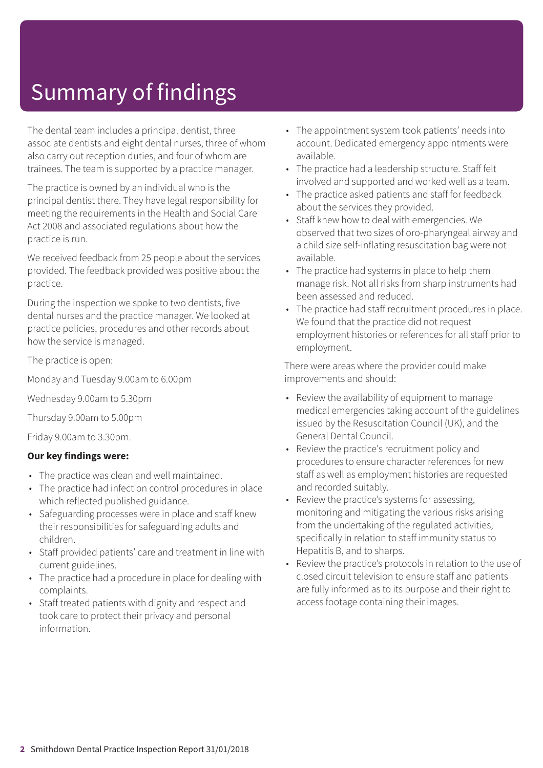# Summary of findings

The dental team includes a principal dentist, three associate dentists and eight dental nurses, three of whom also carry out reception duties, and four of whom are trainees. The team is supported by a practice manager.

The practice is owned by an individual who is the principal dentist there. They have legal responsibility for meeting the requirements in the Health and Social Care Act 2008 and associated regulations about how the practice is run.

We received feedback from 25 people about the services provided. The feedback provided was positive about the practice.

During the inspection we spoke to two dentists, five dental nurses and the practice manager. We looked at practice policies, procedures and other records about how the service is managed.

The practice is open:

Monday and Tuesday 9.00am to 6.00pm

Wednesday 9.00am to 5.30pm

Thursday 9.00am to 5.00pm

Friday 9.00am to 3.30pm.

**Our key findings were:**

- The practice was clean and well maintained.
- The practice had infection control procedures in place which reflected published guidance.
- Safeguarding processes were in place and staff knew their responsibilities for safeguarding adults and children.
- Staff provided patients' care and treatment in line with current guidelines.
- The practice had a procedure in place for dealing with complaints.
- Staff treated patients with dignity and respect and took care to protect their privacy and personal information.
- The appointment system took patients' needs into account. Dedicated emergency appointments were available.
- The practice had a leadership structure. Staff felt involved and supported and worked well as a team.
- The practice asked patients and staff for feedback about the services they provided.
- Staff knew how to deal with emergencies. We observed that two sizes of oro-pharyngeal airway and a child size self-inflating resuscitation bag were not available.
- The practice had systems in place to help them manage risk. Not all risks from sharp instruments had been assessed and reduced.
- The practice had staff recruitment procedures in place. We found that the practice did not request employment histories or references for all staff prior to employment.

There were areas where the provider could make improvements and should:

- Review the availability of equipment to manage medical emergencies taking account of the guidelines issued by the Resuscitation Council (UK), and the General Dental Council.
- Review the practice's recruitment policy and procedures to ensure character references for new staff as well as employment histories are requested and recorded suitably.
- Review the practice's systems for assessing, monitoring and mitigating the various risks arising from the undertaking of the regulated activities, specifically in relation to staff immunity status to Hepatitis B, and to sharps.
- Review the practice's protocols in relation to the use of closed circuit television to ensure staff and patients are fully informed as to its purpose and their right to access footage containing their images.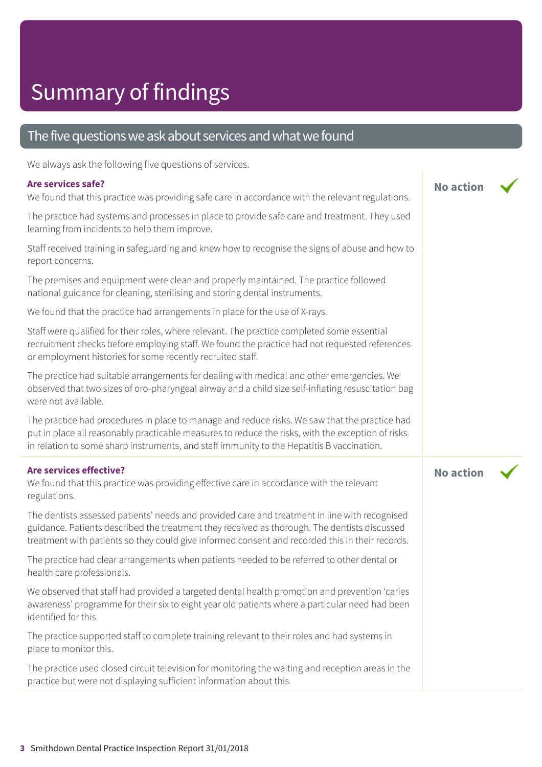# Summary of findings

## The five questions we ask about services and what we found

We always ask the following five questions of services.

### Are services safe?

**No action** ✓

We found that this practice was providing safe care in accordance with the relevant regulations.

The practice had systems and processes in place to provide safe care and treatment. They used learning from incidents to help them improve.

Staff received training in safeguarding and knew how to recognise the signs of abuse and how to report concerns.

The premises and equipment were clean and properly maintained. The practice followed national guidance for cleaning, sterilising and storing dental instruments.

We found that the practice had arrangements in place for the use of X-rays.

Staff were qualified for their roles, where relevant. The practice completed some essential recruitment checks before employing staff. We found the practice had not requested references or employment histories for some recently recruited staff.

The practice had suitable arrangements for dealing with medical and other emergencies. We observed that two sizes of oro-pharyngeal airway and a child size self-inflating resuscitation bag were not available.

The practice had procedures in place to manage and reduce risks. We saw that the practice had put in place all reasonably practicable measures to reduce the risks, with the exception of risks in relation to some sharp instruments, and staff immunity to the Hepatitis B vaccination.

### Are services effective?

**No action** ✓

We found that this practice was providing effective care in accordance with the relevant regulations.

The dentists assessed patients' needs and provided care and treatment in line with recognised guidance. Patients described the treatment they received as thorough. The dentists discussed treatment with patients so they could give informed consent and recorded this in their records.

The practice had clear arrangements when patients needed to be referred to other dental or health care professionals.

We observed that staff had provided a targeted dental health promotion and prevention 'caries awareness' programme for their six to eight year old patients where a particular need had been identified for this.

The practice supported staff to complete training relevant to their roles and had systems in place to monitor this.

The practice used closed circuit television for monitoring the waiting and reception areas in the practice but were not displaying sufficient information about this.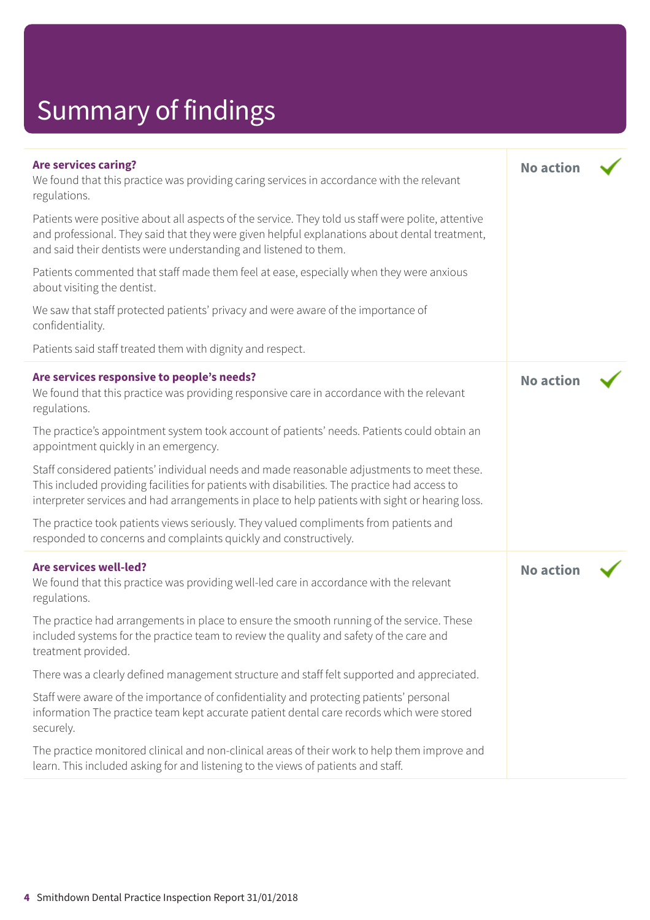# Summary of findings

### Are services caring?

**No action** ✔

We found that this practice was providing caring services in accordance with the relevant regulations.

Patients were positive about all aspects of the service. They told us staff were polite, attentive and professional. They said that they were given helpful explanations about dental treatment, and said their dentists were understanding and listened to them.

Patients commented that staff made them feel at ease, especially when they were anxious about visiting the dentist.

We saw that staff protected patients' privacy and were aware of the importance of confidentiality.

Patients said staff treated them with dignity and respect.

### Are services responsive to people's needs?

**No action** ✔

We found that this practice was providing responsive care in accordance with the relevant regulations.

The practice's appointment system took account of patients' needs. Patients could obtain an appointment quickly in an emergency.

Staff considered patients' individual needs and made reasonable adjustments to meet these. This included providing facilities for patients with disabilities. The practice had access to interpreter services and had arrangements in place to help patients with sight or hearing loss.

The practice took patients views seriously. They valued compliments from patients and responded to concerns and complaints quickly and constructively.

### Are services well-led?

**No action** ✔

We found that this practice was providing well-led care in accordance with the relevant regulations.

The practice had arrangements in place to ensure the smooth running of the service. These included systems for the practice team to review the quality and safety of the care and treatment provided.

There was a clearly defined management structure and staff felt supported and appreciated.

Staff were aware of the importance of confidentiality and protecting patients' personal information The practice team kept accurate patient dental care records which were stored securely.

The practice monitored clinical and non-clinical areas of their work to help them improve and learn. This included asking for and listening to the views of patients and staff.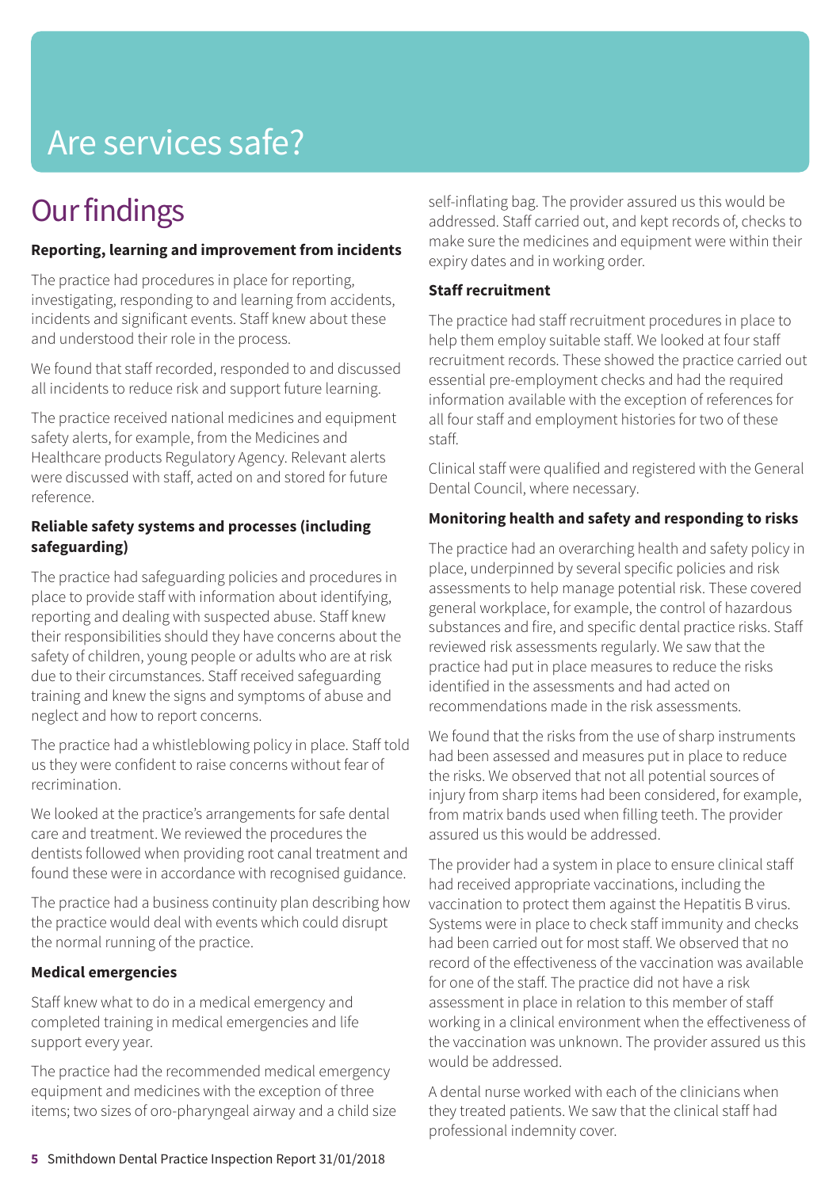# Are services safe?

## Our findings

**Reporting, learning and improvement from incidents**

The practice had procedures in place for reporting, investigating, responding to and learning from accidents, incidents and significant events. Staff knew about these and understood their role in the process.

We found that staff recorded, responded to and discussed all incidents to reduce risk and support future learning.

The practice received national medicines and equipment safety alerts, for example, from the Medicines and Healthcare products Regulatory Agency. Relevant alerts were discussed with staff, acted on and stored for future reference.

**Reliable safety systems and processes (including safeguarding)**

The practice had safeguarding policies and procedures in place to provide staff with information about identifying, reporting and dealing with suspected abuse. Staff knew their responsibilities should they have concerns about the safety of children, young people or adults who are at risk due to their circumstances. Staff received safeguarding training and knew the signs and symptoms of abuse and neglect and how to report concerns.

The practice had a whistleblowing policy in place. Staff told us they were confident to raise concerns without fear of recrimination.

We looked at the practice's arrangements for safe dental care and treatment. We reviewed the procedures the dentists followed when providing root canal treatment and found these were in accordance with recognised guidance.

The practice had a business continuity plan describing how the practice would deal with events which could disrupt the normal running of the practice.

**Medical emergencies**

Staff knew what to do in a medical emergency and completed training in medical emergencies and life support every year.

The practice had the recommended medical emergency equipment and medicines with the exception of three items; two sizes of oro-pharyngeal airway and a child size self-inflating bag. The provider assured us this would be addressed. Staff carried out, and kept records of, checks to make sure the medicines and equipment were within their expiry dates and in working order.

**Staff recruitment**

The practice had staff recruitment procedures in place to help them employ suitable staff. We looked at four staff recruitment records. These showed the practice carried out essential pre-employment checks and had the required information available with the exception of references for all four staff and employment histories for two of these staff.

Clinical staff were qualified and registered with the General Dental Council, where necessary.

**Monitoring health and safety and responding to risks**

The practice had an overarching health and safety policy in place, underpinned by several specific policies and risk assessments to help manage potential risk. These covered general workplace, for example, the control of hazardous substances and fire, and specific dental practice risks. Staff reviewed risk assessments regularly. We saw that the practice had put in place measures to reduce the risks identified in the assessments and had acted on recommendations made in the risk assessments.

We found that the risks from the use of sharp instruments had been assessed and measures put in place to reduce the risks. We observed that not all potential sources of injury from sharp items had been considered, for example, from matrix bands used when filling teeth. The provider assured us this would be addressed.

The provider had a system in place to ensure clinical staff had received appropriate vaccinations, including the vaccination to protect them against the Hepatitis B virus. Systems were in place to check staff immunity and checks had been carried out for most staff. We observed that no record of the effectiveness of the vaccination was available for one of the staff. The practice did not have a risk assessment in place in relation to this member of staff working in a clinical environment when the effectiveness of the vaccination was unknown. The provider assured us this would be addressed.

A dental nurse worked with each of the clinicians when they treated patients. We saw that the clinical staff had professional indemnity cover.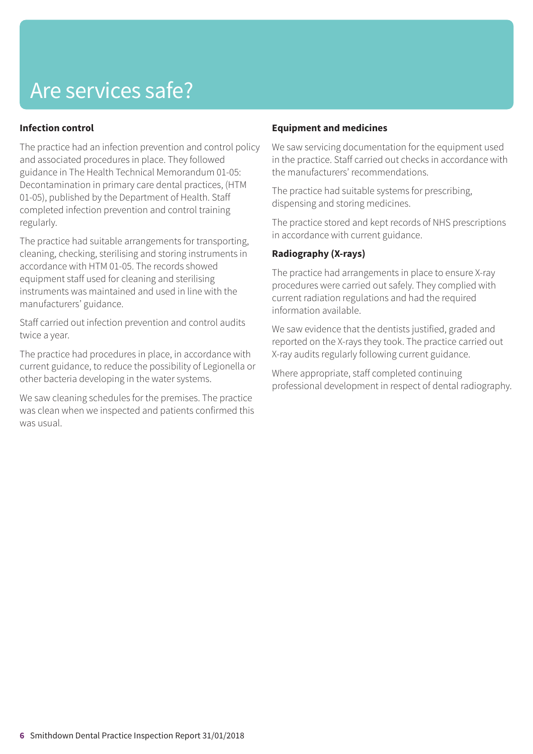# Are services safe?

### Infection control

The practice had an infection prevention and control policy and associated procedures in place. They followed guidance in The Health Technical Memorandum 01-05: Decontamination in primary care dental practices, (HTM 01-05), published by the Department of Health. Staff completed infection prevention and control training regularly.

The practice had suitable arrangements for transporting, cleaning, checking, sterilising and storing instruments in accordance with HTM 01-05. The records showed equipment staff used for cleaning and sterilising instruments was maintained and used in line with the manufacturers' guidance.

Staff carried out infection prevention and control audits twice a year.

The practice had procedures in place, in accordance with current guidance, to reduce the possibility of Legionella or other bacteria developing in the water systems.

We saw cleaning schedules for the premises. The practice was clean when we inspected and patients confirmed this was usual.

### Equipment and medicines

We saw servicing documentation for the equipment used in the practice. Staff carried out checks in accordance with the manufacturers' recommendations.

The practice had suitable systems for prescribing, dispensing and storing medicines.

The practice stored and kept records of NHS prescriptions in accordance with current guidance.

### Radiography (X-rays)

The practice had arrangements in place to ensure X-ray procedures were carried out safely. They complied with current radiation regulations and had the required information available.

We saw evidence that the dentists justified, graded and reported on the X-rays they took. The practice carried out X-ray audits regularly following current guidance.

Where appropriate, staff completed continuing professional development in respect of dental radiography.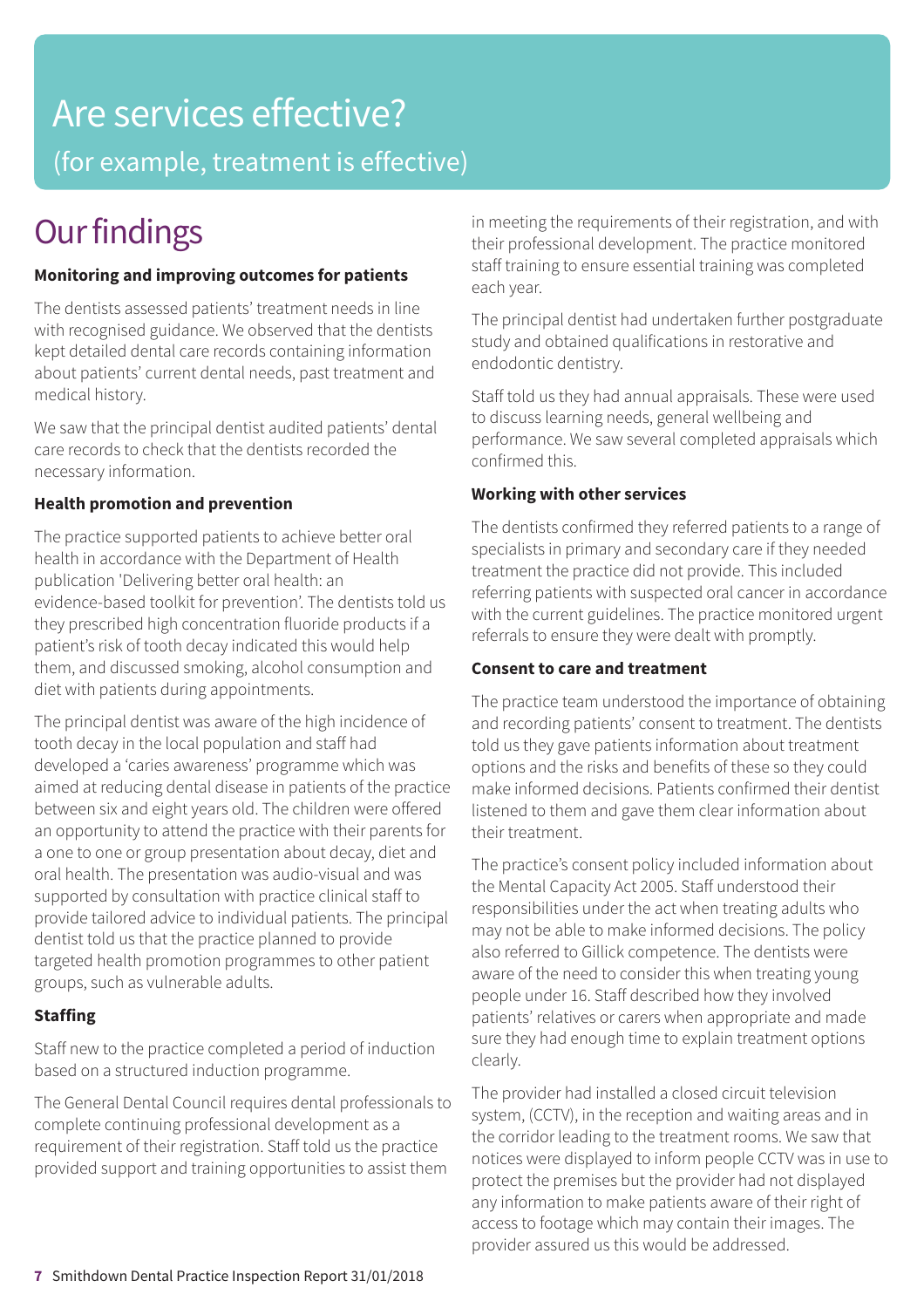# Are services effective?

(for example, treatment is effective)

## Our findings

**Monitoring and improving outcomes for patients**

The dentists assessed patients' treatment needs in line with recognised guidance. We observed that the dentists kept detailed dental care records containing information about patients' current dental needs, past treatment and medical history.

We saw that the principal dentist audited patients' dental care records to check that the dentists recorded the necessary information.

**Health promotion and prevention**

The practice supported patients to achieve better oral health in accordance with the Department of Health publication 'Delivering better oral health: an evidence-based toolkit for prevention'. The dentists told us they prescribed high concentration fluoride products if a patient's risk of tooth decay indicated this would help them, and discussed smoking, alcohol consumption and diet with patients during appointments.

The principal dentist was aware of the high incidence of tooth decay in the local population and staff had developed a 'caries awareness' programme which was aimed at reducing dental disease in patients of the practice between six and eight years old. The children were offered an opportunity to attend the practice with their parents for a one to one or group presentation about decay, diet and oral health. The presentation was audio-visual and was supported by consultation with practice clinical staff to provide tailored advice to individual patients. The principal dentist told us that the practice planned to provide targeted health promotion programmes to other patient groups, such as vulnerable adults.

**Staffing**

Staff new to the practice completed a period of induction based on a structured induction programme.

The General Dental Council requires dental professionals to complete continuing professional development as a requirement of their registration. Staff told us the practice provided support and training opportunities to assist them in meeting the requirements of their registration, and with their professional development. The practice monitored staff training to ensure essential training was completed each year.

The principal dentist had undertaken further postgraduate study and obtained qualifications in restorative and endodontic dentistry.

Staff told us they had annual appraisals. These were used to discuss learning needs, general wellbeing and performance. We saw several completed appraisals which confirmed this.

**Working with other services**

The dentists confirmed they referred patients to a range of specialists in primary and secondary care if they needed treatment the practice did not provide. This included referring patients with suspected oral cancer in accordance with the current guidelines. The practice monitored urgent referrals to ensure they were dealt with promptly.

**Consent to care and treatment**

The practice team understood the importance of obtaining and recording patients' consent to treatment. The dentists told us they gave patients information about treatment options and the risks and benefits of these so they could make informed decisions. Patients confirmed their dentist listened to them and gave them clear information about their treatment.

The practice's consent policy included information about the Mental Capacity Act 2005. Staff understood their responsibilities under the act when treating adults who may not be able to make informed decisions. The policy also referred to Gillick competence. The dentists were aware of the need to consider this when treating young people under 16. Staff described how they involved patients' relatives or carers when appropriate and made sure they had enough time to explain treatment options clearly.

The provider had installed a closed circuit television system, (CCTV), in the reception and waiting areas and in the corridor leading to the treatment rooms. We saw that notices were displayed to inform people CCTV was in use to protect the premises but the provider had not displayed any information to make patients aware of their right of access to footage which may contain their images. The provider assured us this would be addressed.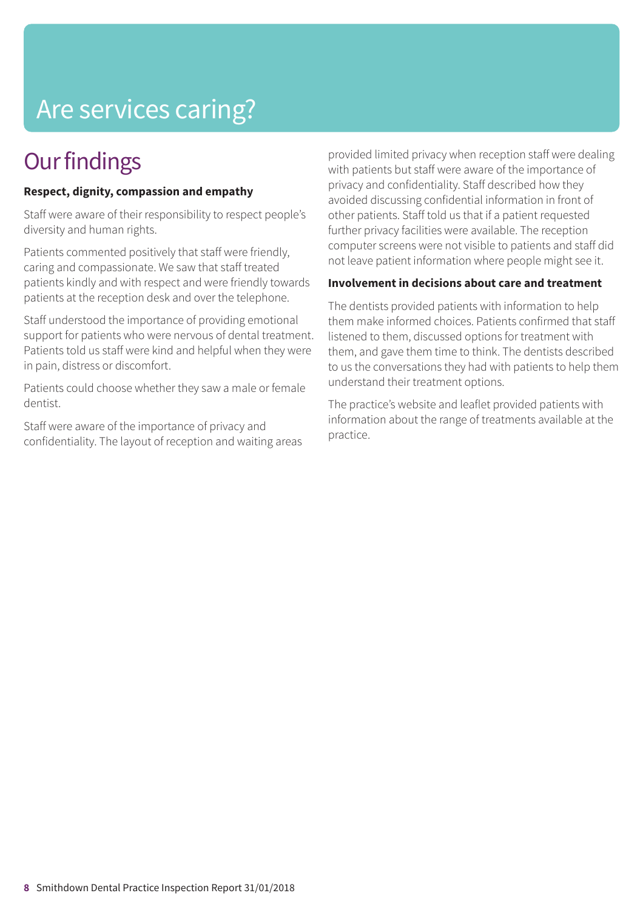# Are services caring?

## Our findings

**Respect, dignity, compassion and empathy**

Staff were aware of their responsibility to respect people's diversity and human rights.

Patients commented positively that staff were friendly, caring and compassionate. We saw that staff treated patients kindly and with respect and were friendly towards patients at the reception desk and over the telephone.

Staff understood the importance of providing emotional support for patients who were nervous of dental treatment. Patients told us staff were kind and helpful when they were in pain, distress or discomfort.

Patients could choose whether they saw a male or female dentist.

Staff were aware of the importance of privacy and confidentiality. The layout of reception and waiting areas provided limited privacy when reception staff were dealing with patients but staff were aware of the importance of privacy and confidentiality. Staff described how they avoided discussing confidential information in front of other patients. Staff told us that if a patient requested further privacy facilities were available. The reception computer screens were not visible to patients and staff did not leave patient information where people might see it.

**Involvement in decisions about care and treatment**

The dentists provided patients with information to help them make informed choices. Patients confirmed that staff listened to them, discussed options for treatment with them, and gave them time to think. The dentists described to us the conversations they had with patients to help them understand their treatment options.

The practice's website and leaflet provided patients with information about the range of treatments available at the practice.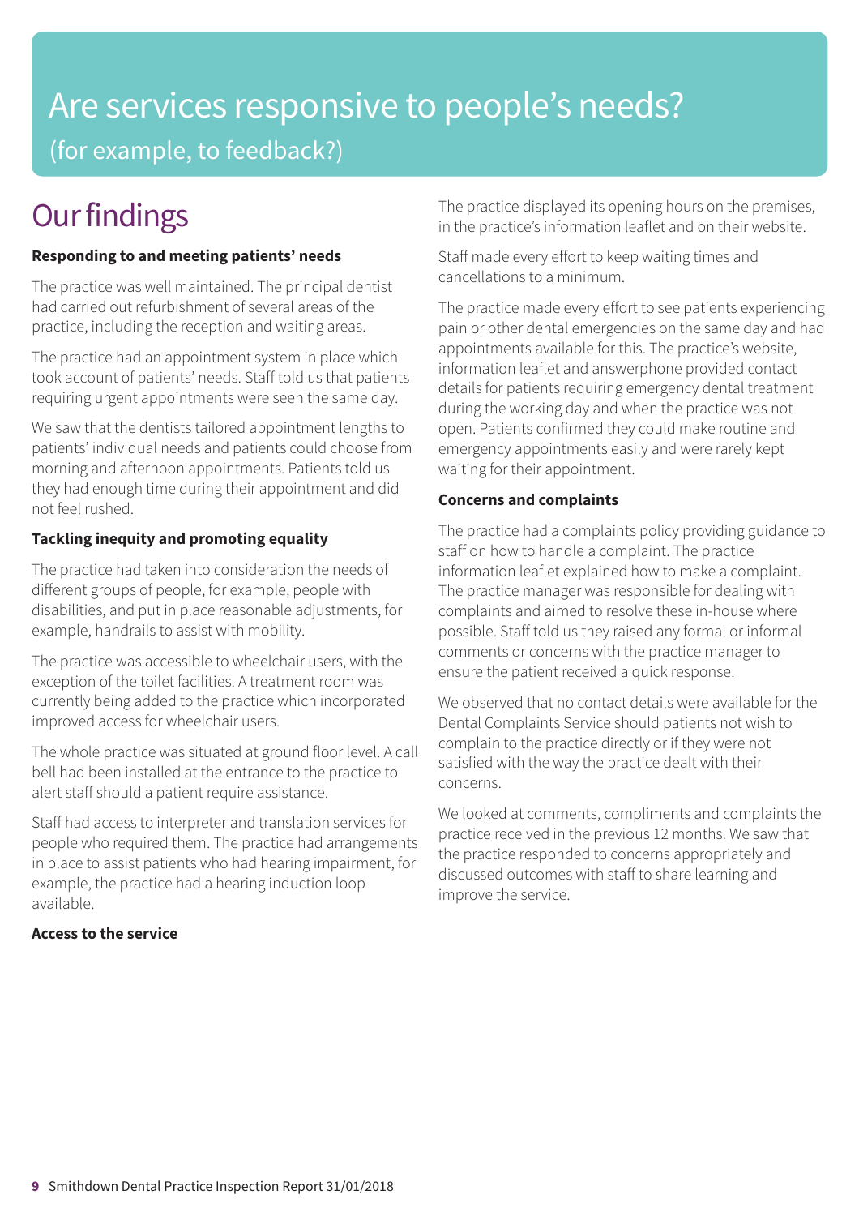# Are services responsive to people's needs?

(for example, to feedback?)

## Our findings

**Responding to and meeting patients' needs**

The practice was well maintained. The principal dentist had carried out refurbishment of several areas of the practice, including the reception and waiting areas.

The practice had an appointment system in place which took account of patients' needs. Staff told us that patients requiring urgent appointments were seen the same day.

We saw that the dentists tailored appointment lengths to patients' individual needs and patients could choose from morning and afternoon appointments. Patients told us they had enough time during their appointment and did not feel rushed.

**Tackling inequity and promoting equality**

The practice had taken into consideration the needs of different groups of people, for example, people with disabilities, and put in place reasonable adjustments, for example, handrails to assist with mobility.

The practice was accessible to wheelchair users, with the exception of the toilet facilities. A treatment room was currently being added to the practice which incorporated improved access for wheelchair users.

The whole practice was situated at ground floor level. A call bell had been installed at the entrance to the practice to alert staff should a patient require assistance.

Staff had access to interpreter and translation services for people who required them. The practice had arrangements in place to assist patients who had hearing impairment, for example, the practice had a hearing induction loop available.

**Access to the service**

The practice displayed its opening hours on the premises, in the practice's information leaflet and on their website.

Staff made every effort to keep waiting times and cancellations to a minimum.

The practice made every effort to see patients experiencing pain or other dental emergencies on the same day and had appointments available for this. The practice's website, information leaflet and answerphone provided contact details for patients requiring emergency dental treatment during the working day and when the practice was not open. Patients confirmed they could make routine and emergency appointments easily and were rarely kept waiting for their appointment.

**Concerns and complaints**

The practice had a complaints policy providing guidance to staff on how to handle a complaint. The practice information leaflet explained how to make a complaint. The practice manager was responsible for dealing with complaints and aimed to resolve these in-house where possible. Staff told us they raised any formal or informal comments or concerns with the practice manager to ensure the patient received a quick response.

We observed that no contact details were available for the Dental Complaints Service should patients not wish to complain to the practice directly or if they were not satisfied with the way the practice dealt with their concerns.

We looked at comments, compliments and complaints the practice received in the previous 12 months. We saw that the practice responded to concerns appropriately and discussed outcomes with staff to share learning and improve the service.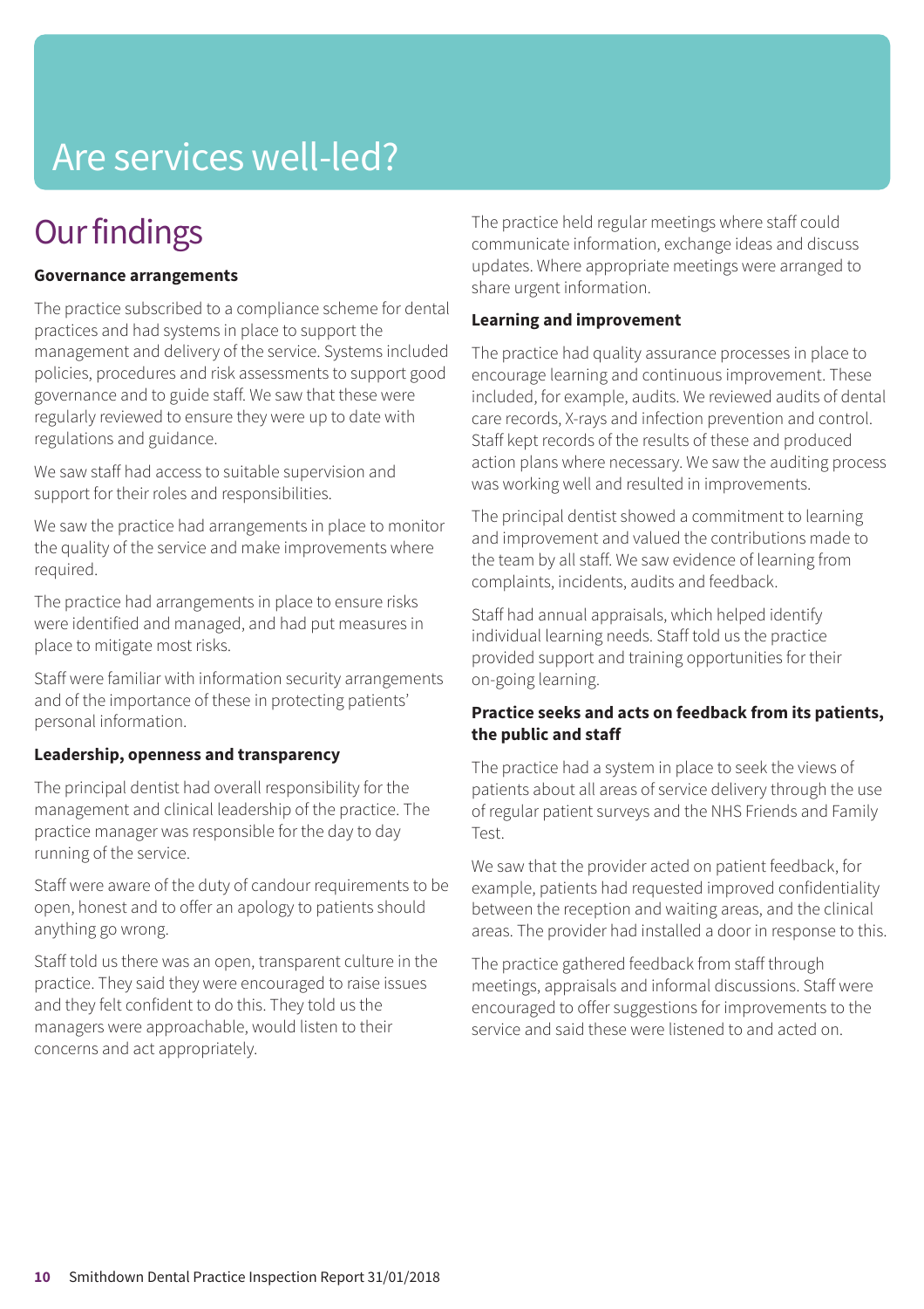# Are services well-led?

## Our findings

**Governance arrangements**

The practice subscribed to a compliance scheme for dental practices and had systems in place to support the management and delivery of the service. Systems included policies, procedures and risk assessments to support good governance and to guide staff. We saw that these were regularly reviewed to ensure they were up to date with regulations and guidance.

We saw staff had access to suitable supervision and support for their roles and responsibilities.

We saw the practice had arrangements in place to monitor the quality of the service and make improvements where required.

The practice had arrangements in place to ensure risks were identified and managed, and had put measures in place to mitigate most risks.

Staff were familiar with information security arrangements and of the importance of these in protecting patients' personal information.

**Leadership, openness and transparency**

The principal dentist had overall responsibility for the management and clinical leadership of the practice. The practice manager was responsible for the day to day running of the service.

Staff were aware of the duty of candour requirements to be open, honest and to offer an apology to patients should anything go wrong.

Staff told us there was an open, transparent culture in the practice. They said they were encouraged to raise issues and they felt confident to do this. They told us the managers were approachable, would listen to their concerns and act appropriately.

The practice held regular meetings where staff could communicate information, exchange ideas and discuss updates. Where appropriate meetings were arranged to share urgent information.

**Learning and improvement**

The practice had quality assurance processes in place to encourage learning and continuous improvement. These included, for example, audits. We reviewed audits of dental care records, X-rays and infection prevention and control. Staff kept records of the results of these and produced action plans where necessary. We saw the auditing process was working well and resulted in improvements.

The principal dentist showed a commitment to learning and improvement and valued the contributions made to the team by all staff. We saw evidence of learning from complaints, incidents, audits and feedback.

Staff had annual appraisals, which helped identify individual learning needs. Staff told us the practice provided support and training opportunities for their on-going learning.

**Practice seeks and acts on feedback from its patients, the public and staff**

The practice had a system in place to seek the views of patients about all areas of service delivery through the use of regular patient surveys and the NHS Friends and Family Test.

We saw that the provider acted on patient feedback, for example, patients had requested improved confidentiality between the reception and waiting areas, and the clinical areas. The provider had installed a door in response to this.

The practice gathered feedback from staff through meetings, appraisals and informal discussions. Staff were encouraged to offer suggestions for improvements to the service and said these were listened to and acted on.